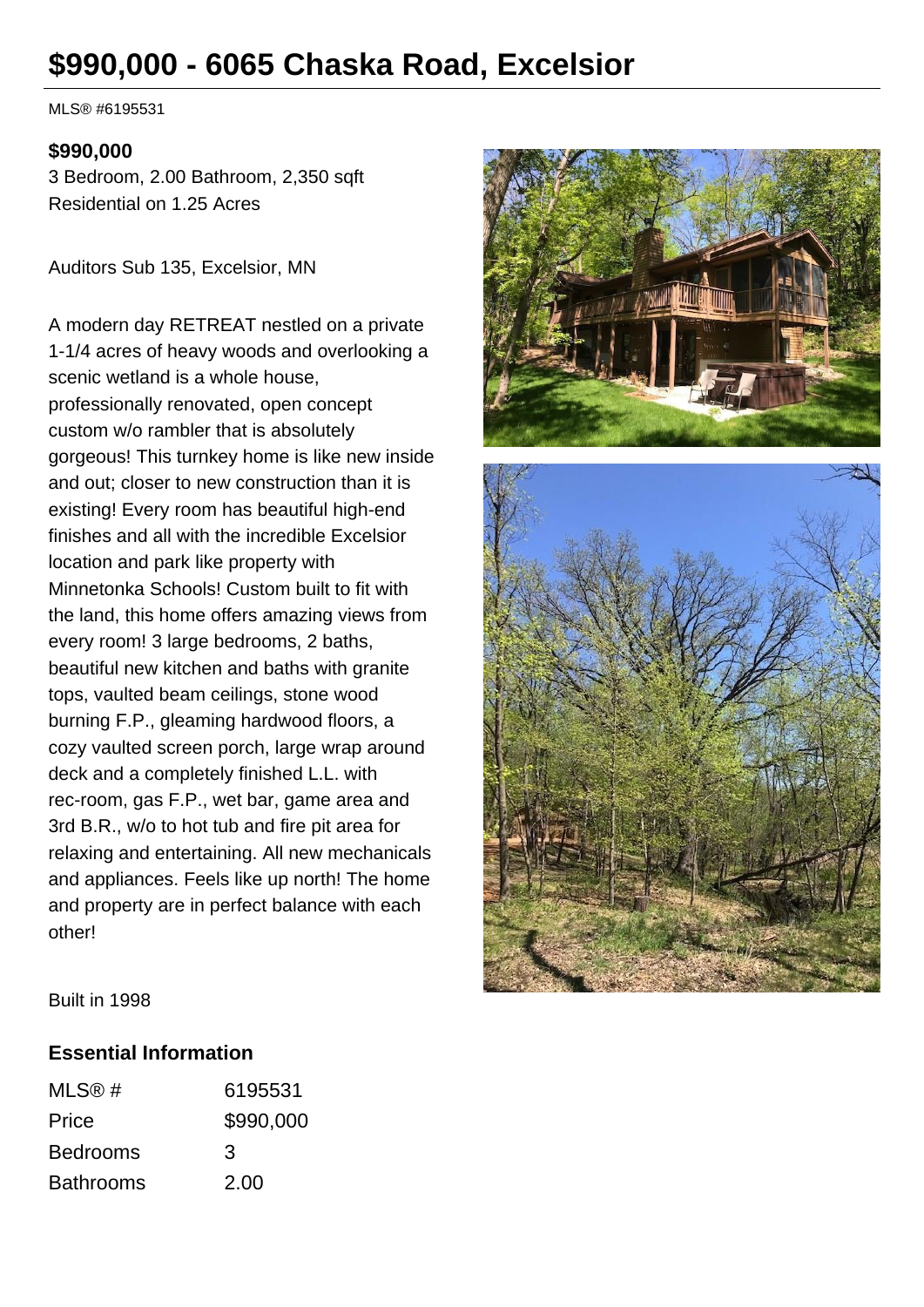# $990,000 - 6065 Chaska Road, Excelsior

MLS® #6195531

**$990,000**

3 Bedroom, 2.00 Bathroom, 2,350 sqft
Residential on 1.25 Acres

Auditors Sub 135, Excelsior, MN

A modern day RETREAT nestled on a private 1-1/4 acres of heavy woods and overlooking a scenic wetland is a whole house, professionally renovated, open concept custom w/o rambler that is absolutely gorgeous! This turnkey home is like new inside and out; closer to new construction than it is existing! Every room has beautiful high-end finishes and all with the incredible Excelsior location and park like property with Minnetonka Schools! Custom built to fit with the land, this home offers amazing views from every room! 3 large bedrooms, 2 baths, beautiful new kitchen and baths with granite tops, vaulted beam ceilings, stone wood burning F.P., gleaming hardwood floors, a cozy vaulted screen porch, large wrap around deck and a completely finished L.L. with rec-room, gas F.P., wet bar, game area and 3rd B.R., w/o to hot tub and fire pit area for relaxing and entertaining. All new mechanicals and appliances. Feels like up north! The home and property are in perfect balance with each other!

Built in 1998

## Essential Information

| MLS® # | 6195531 |
| --- | --- |
| Price | $990,000 |
| Bedrooms | 3 |
| Bathrooms | 2.00 |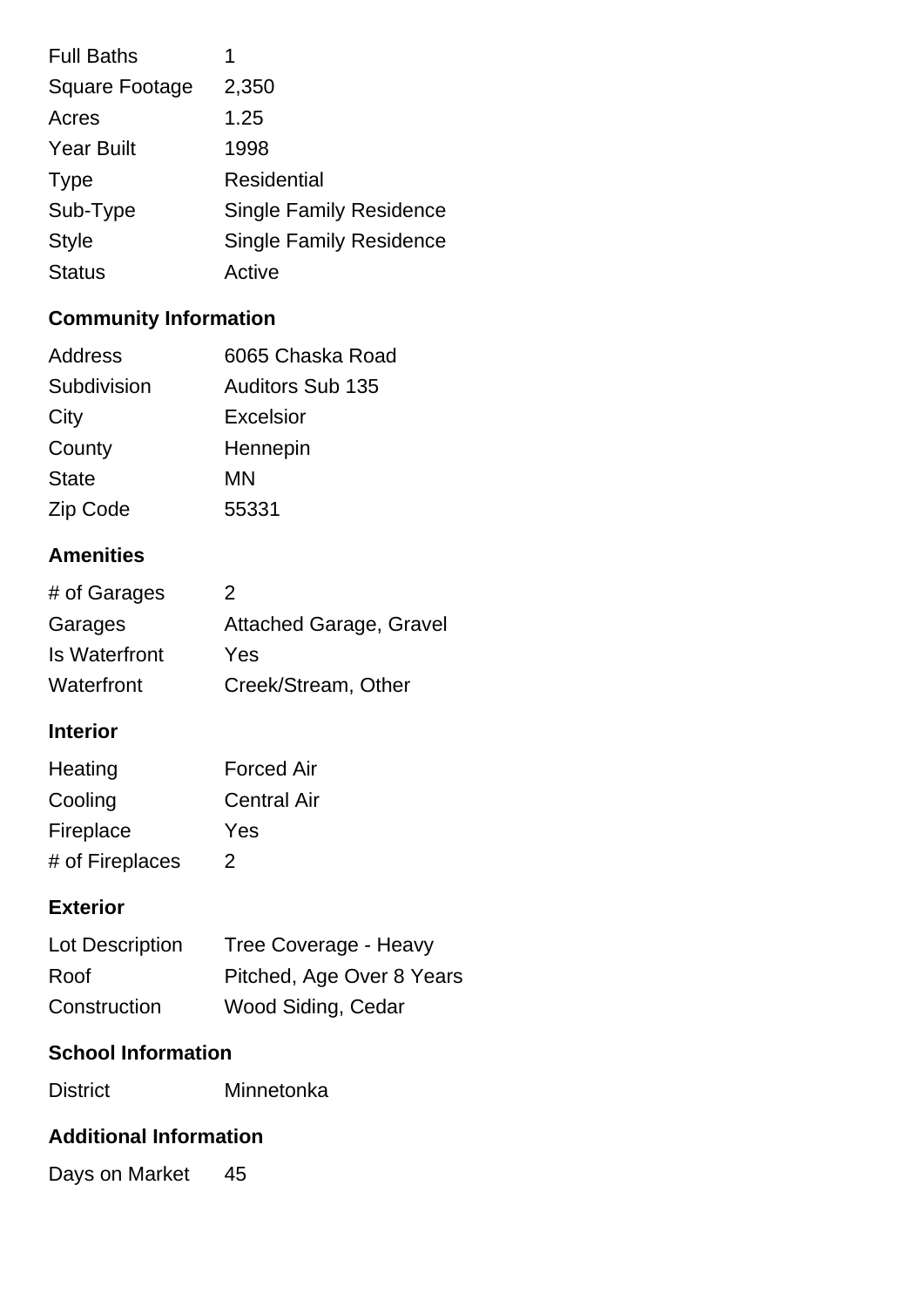| | |
|---|---|
| Full Baths | 1 |
| Square Footage | 2,350 |
| Acres | 1.25 |
| Year Built | 1998 |
| Type | Residential |
| Sub-Type | Single Family Residence |
| Style | Single Family Residence |
| Status | Active |

## Community Information

| | |
|---|---|
| Address | 6065 Chaska Road |
| Subdivision | Auditors Sub 135 |
| City | Excelsior |
| County | Hennepin |
| State | MN |
| Zip Code | 55331 |

## Amenities

| | |
|---|---|
| # of Garages | 2 |
| Garages | Attached Garage, Gravel |
| Is Waterfront | Yes |
| Waterfront | Creek/Stream, Other |

## Interior

| | |
|---|---|
| Heating | Forced Air |
| Cooling | Central Air |
| Fireplace | Yes |
| # of Fireplaces | 2 |

## Exterior

| | |
|---|---|
| Lot Description | Tree Coverage - Heavy |
| Roof | Pitched, Age Over 8 Years |
| Construction | Wood Siding, Cedar |

## School Information

| | |
|---|---|
| District | Minnetonka |

## Additional Information

| | |
|---|---|
| Days on Market | 45 |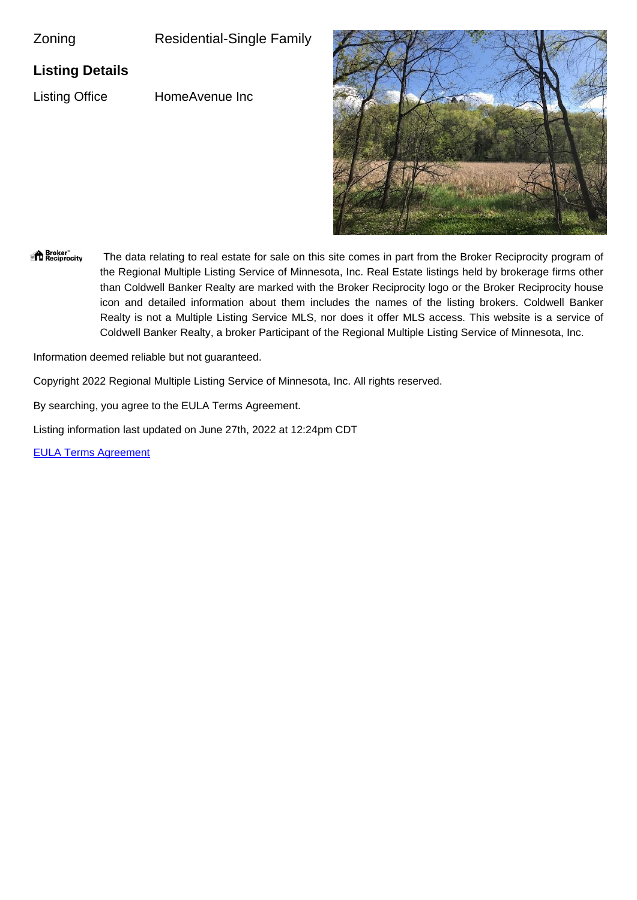| | |
|---|---|
| Zoning | Residential-Single Family |

## Listing Details

| | |
|---|---|
| Listing Office | HomeAvenue Inc |

Broker Reciprocity

The data relating to real estate for sale on this site comes in part from the Broker Reciprocity program of the Regional Multiple Listing Service of Minnesota, Inc. Real Estate listings held by brokerage firms other than Coldwell Banker Realty are marked with the Broker Reciprocity logo or the Broker Reciprocity house icon and detailed information about them includes the names of the listing brokers. Coldwell Banker Realty is not a Multiple Listing Service MLS, nor does it offer MLS access. This website is a service of Coldwell Banker Realty, a broker Participant of the Regional Multiple Listing Service of Minnesota, Inc.

Information deemed reliable but not guaranteed.

Copyright 2022 Regional Multiple Listing Service of Minnesota, Inc. All rights reserved.

By searching, you agree to the EULA Terms Agreement.

Listing information last updated on June 27th, 2022 at 12:24pm CDT

EULA Terms Agreement